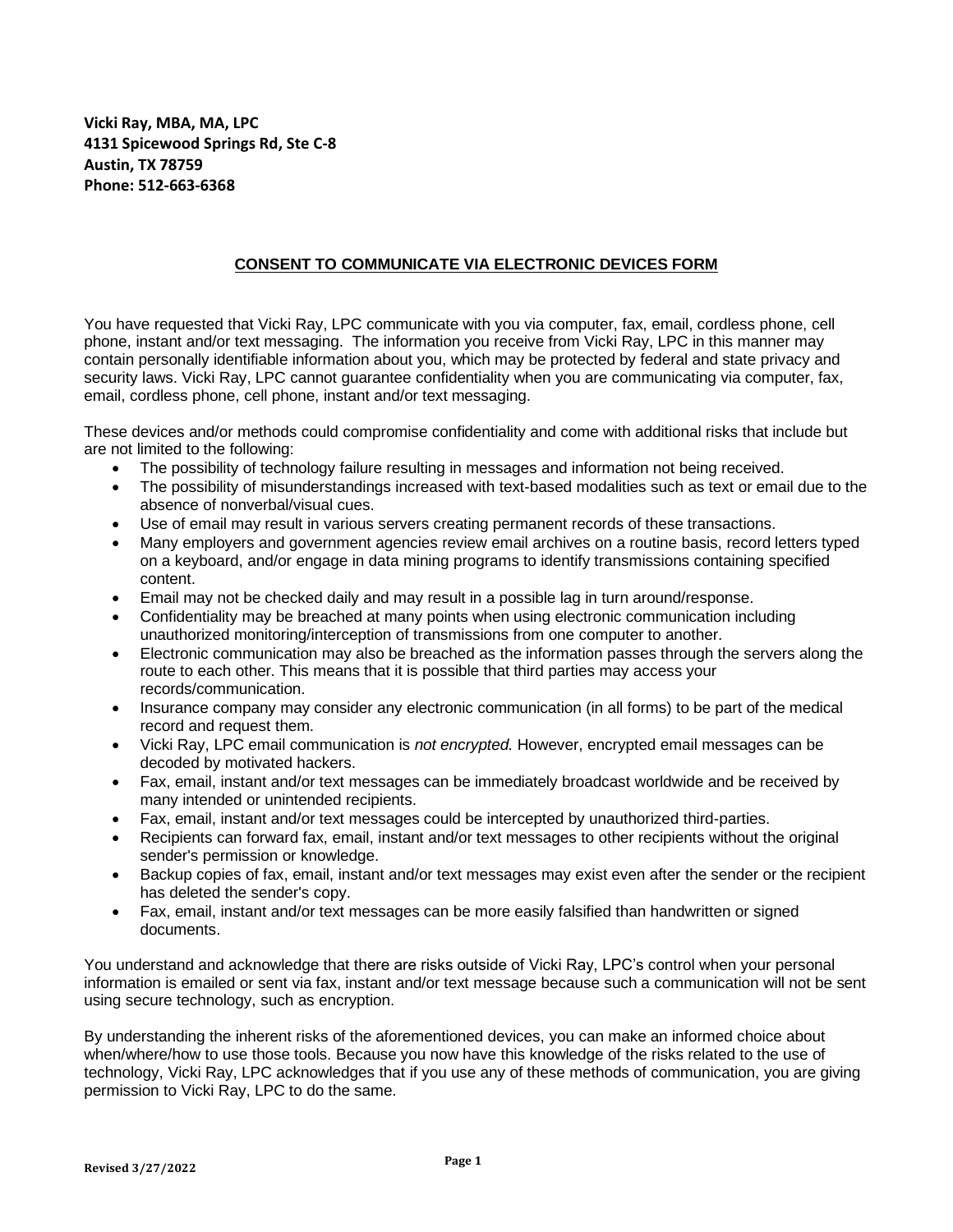**Vicki Ray, MBA, MA, LPC**
**4131 Spicewood Springs Rd, Ste C-8**
**Austin, TX 78759**
**Phone: 512-663-6368**

# CONSENT TO COMMUNICATE VIA ELECTRONIC DEVICES FORM

You have requested that Vicki Ray, LPC communicate with you via computer, fax, email, cordless phone, cell phone, instant and/or text messaging. The information you receive from Vicki Ray, LPC in this manner may contain personally identifiable information about you, which may be protected by federal and state privacy and security laws. Vicki Ray, LPC cannot guarantee confidentiality when you are communicating via computer, fax, email, cordless phone, cell phone, instant and/or text messaging.

These devices and/or methods could compromise confidentiality and come with additional risks that include but are not limited to the following:

- The possibility of technology failure resulting in messages and information not being received.
- The possibility of misunderstandings increased with text-based modalities such as text or email due to the absence of nonverbal/visual cues.
- Use of email may result in various servers creating permanent records of these transactions.
- Many employers and government agencies review email archives on a routine basis, record letters typed on a keyboard, and/or engage in data mining programs to identify transmissions containing specified content.
- Email may not be checked daily and may result in a possible lag in turn around/response.
- Confidentiality may be breached at many points when using electronic communication including unauthorized monitoring/interception of transmissions from one computer to another.
- Electronic communication may also be breached as the information passes through the servers along the route to each other. This means that it is possible that third parties may access your records/communication.
- Insurance company may consider any electronic communication (in all forms) to be part of the medical record and request them.
- Vicki Ray, LPC email communication is *not encrypted.* However, encrypted email messages can be decoded by motivated hackers.
- Fax, email, instant and/or text messages can be immediately broadcast worldwide and be received by many intended or unintended recipients.
- Fax, email, instant and/or text messages could be intercepted by unauthorized third-parties.
- Recipients can forward fax, email, instant and/or text messages to other recipients without the original sender's permission or knowledge.
- Backup copies of fax, email, instant and/or text messages may exist even after the sender or the recipient has deleted the sender's copy.
- Fax, email, instant and/or text messages can be more easily falsified than handwritten or signed documents.

You understand and acknowledge that there are risks outside of Vicki Ray, LPC's control when your personal information is emailed or sent via fax, instant and/or text message because such a communication will not be sent using secure technology, such as encryption.

By understanding the inherent risks of the aforementioned devices, you can make an informed choice about when/where/how to use those tools. Because you now have this knowledge of the risks related to the use of technology, Vicki Ray, LPC acknowledges that if you use any of these methods of communication, you are giving permission to Vicki Ray, LPC to do the same.

Revised 3/27/2022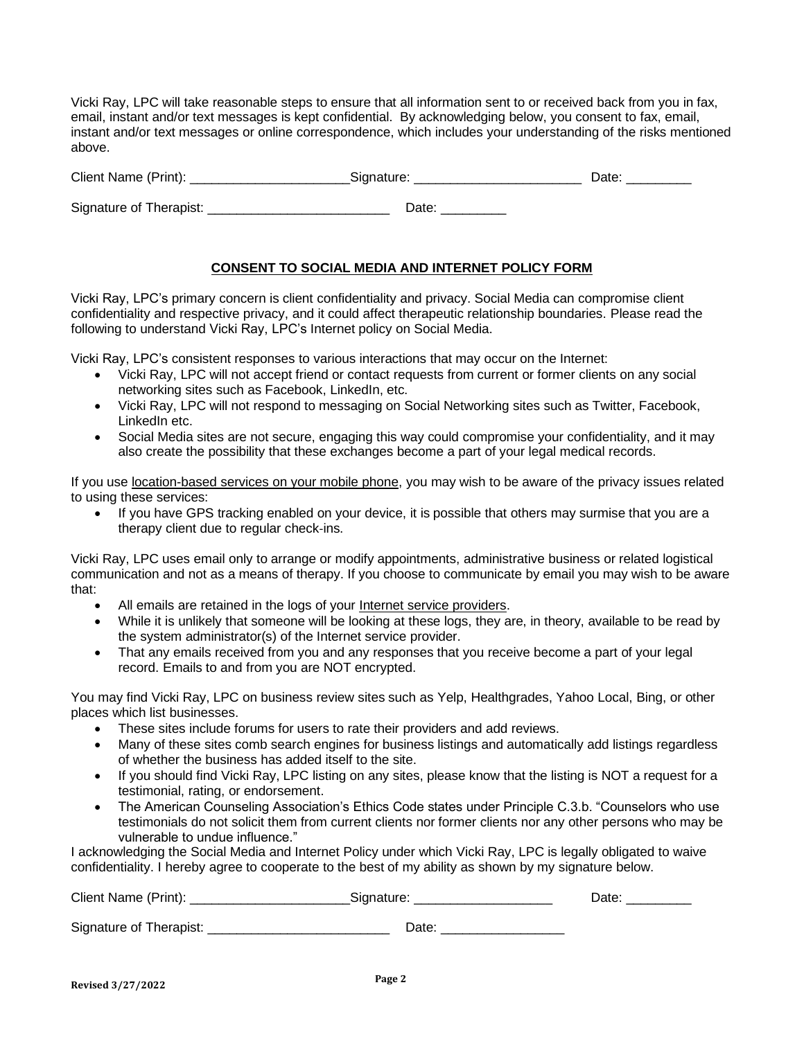Vicki Ray, LPC will take reasonable steps to ensure that all information sent to or received back from you in fax, email, instant and/or text messages is kept confidential. By acknowledging below, you consent to fax, email, instant and/or text messages or online correspondence, which includes your understanding of the risks mentioned above.

Client Name (Print): ______________________Signature: _______________________ Date: _________

Signature of Therapist: _________________________ Date: _________

## CONSENT TO SOCIAL MEDIA AND INTERNET POLICY FORM

Vicki Ray, LPC's primary concern is client confidentiality and privacy. Social Media can compromise client confidentiality and respective privacy, and it could affect therapeutic relationship boundaries. Please read the following to understand Vicki Ray, LPC's Internet policy on Social Media.

Vicki Ray, LPC's consistent responses to various interactions that may occur on the Internet:

- Vicki Ray, LPC will not accept friend or contact requests from current or former clients on any social networking sites such as Facebook, LinkedIn, etc.
- Vicki Ray, LPC will not respond to messaging on Social Networking sites such as Twitter, Facebook, LinkedIn etc.
- Social Media sites are not secure, engaging this way could compromise your confidentiality, and it may also create the possibility that these exchanges become a part of your legal medical records.

If you use location-based services on your mobile phone, you may wish to be aware of the privacy issues related to using these services:

- If you have GPS tracking enabled on your device, it is possible that others may surmise that you are a therapy client due to regular check-ins.

Vicki Ray, LPC uses email only to arrange or modify appointments, administrative business or related logistical communication and not as a means of therapy. If you choose to communicate by email you may wish to be aware that:

- All emails are retained in the logs of your Internet service providers.
- While it is unlikely that someone will be looking at these logs, they are, in theory, available to be read by the system administrator(s) of the Internet service provider.
- That any emails received from you and any responses that you receive become a part of your legal record. Emails to and from you are NOT encrypted.

You may find Vicki Ray, LPC on business review sites such as Yelp, Healthgrades, Yahoo Local, Bing, or other places which list businesses.

- These sites include forums for users to rate their providers and add reviews.
- Many of these sites comb search engines for business listings and automatically add listings regardless of whether the business has added itself to the site.
- If you should find Vicki Ray, LPC listing on any sites, please know that the listing is NOT a request for a testimonial, rating, or endorsement.
- The American Counseling Association's Ethics Code states under Principle C.3.b. "Counselors who use testimonials do not solicit them from current clients nor former clients nor any other persons who may be vulnerable to undue influence."

I acknowledging the Social Media and Internet Policy under which Vicki Ray, LPC is legally obligated to waive confidentiality. I hereby agree to cooperate to the best of my ability as shown by my signature below.

Client Name (Print): ______________________Signature: ___________________ Date: _________

Signature of Therapist: _________________________ Date: _________________

Revised 3/27/2022